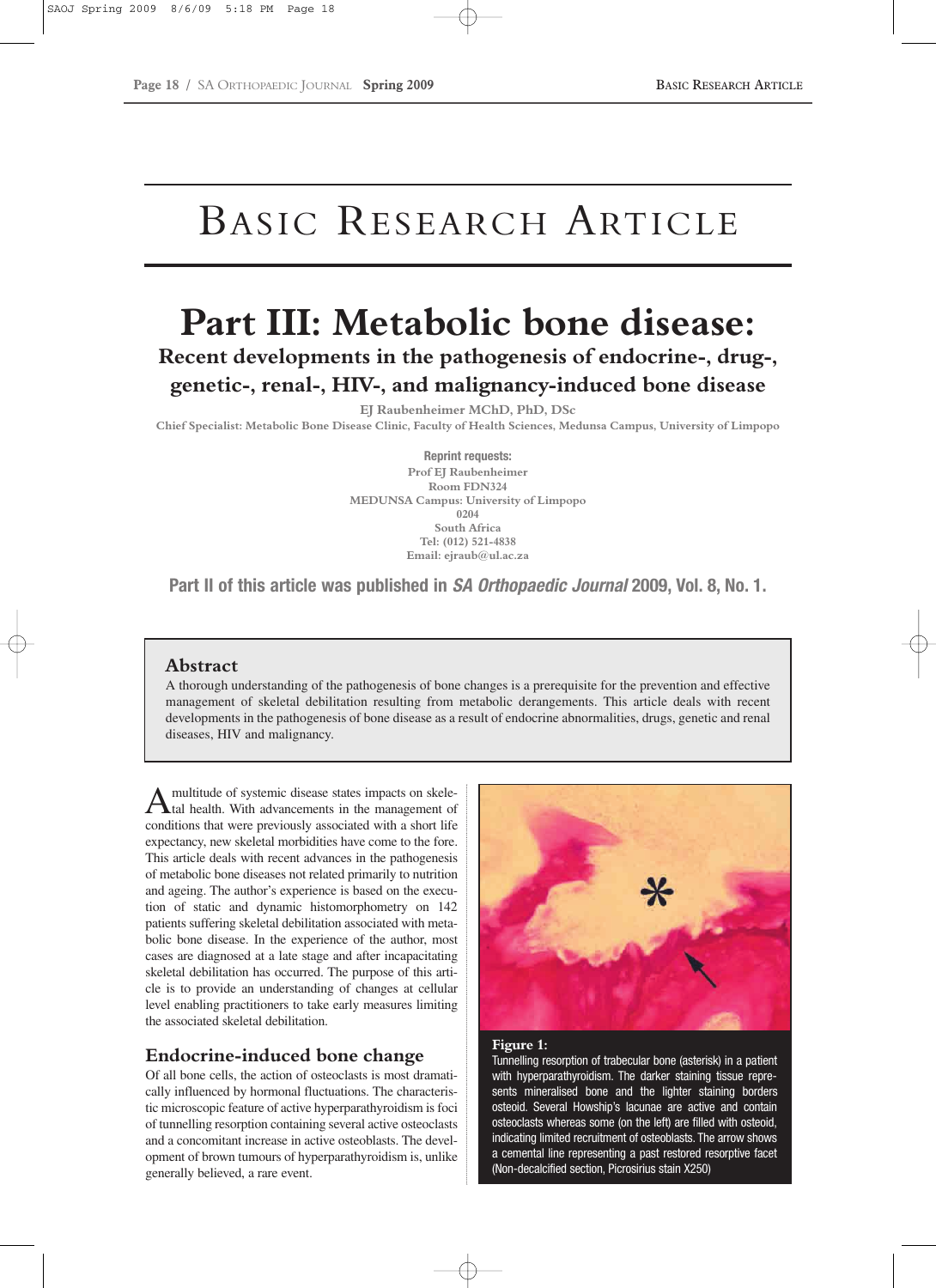# Basic Research Article

# Part III: Metabolic bone disease:

## Recent developments in the pathogenesis of endocrine-, drug-, genetic-, renal-, HIV-, and malignancy-induced bone disease

**EJ Raubenheimer MChD, PhD, DSc**

**Chief Specialist: Metabolic Bone Disease Clinic, Faculty of Health Sciences, Medunsa Campus, University of Limpopo**

**Reprint requests:**
Prof EJ Raubenheimer
Room FDN324
MEDUNSA Campus: University of Limpopo
0204
South Africa
Tel: (012) 521-4838
Email: ejraub@ul.ac.za

**Part II of this article was published in *SA Orthopaedic Journal* 2009, Vol. 8, No. 1.**

### Abstract

A thorough understanding of the pathogenesis of bone changes is a prerequisite for the prevention and effective management of skeletal debilitation resulting from metabolic derangements. This article deals with recent developments in the pathogenesis of bone disease as a result of endocrine abnormalities, drugs, genetic and renal diseases, HIV and malignancy.

A multitude of systemic disease states impacts on skeletal health. With advancements in the management of conditions that were previously associated with a short life expectancy, new skeletal morbidities have come to the fore. This article deals with recent advances in the pathogenesis of metabolic bone diseases not related primarily to nutrition and ageing. The author's experience is based on the execution of static and dynamic histomorphometry on 142 patients suffering skeletal debilitation associated with metabolic bone disease. In the experience of the author, most cases are diagnosed at a late stage and after incapacitating skeletal debilitation has occurred. The purpose of this article is to provide an understanding of changes at cellular level enabling practitioners to take early measures limiting the associated skeletal debilitation.

**Figure 1:** Tunnelling resorption of trabecular bone (asterisk) in a patient with hyperparathyroidism. The darker staining tissue represents mineralised bone and the lighter staining borders osteoid. Several Howship's lacunae are active and contain osteoclasts whereas some (on the left) are filled with osteoid, indicating limited recruitment of osteoblasts. The arrow shows a cemental line representing a past restored resorptive facet (Non-decalcified section, Picrosirius stain X250)

## Endocrine-induced bone change

Of all bone cells, the action of osteoclasts is most dramatically influenced by hormonal fluctuations. The characteristic microscopic feature of active hyperparathyroidism is foci of tunnelling resorption containing several active osteoclasts and a concomitant increase in active osteoblasts. The development of brown tumours of hyperparathyroidism is, unlike generally believed, a rare event.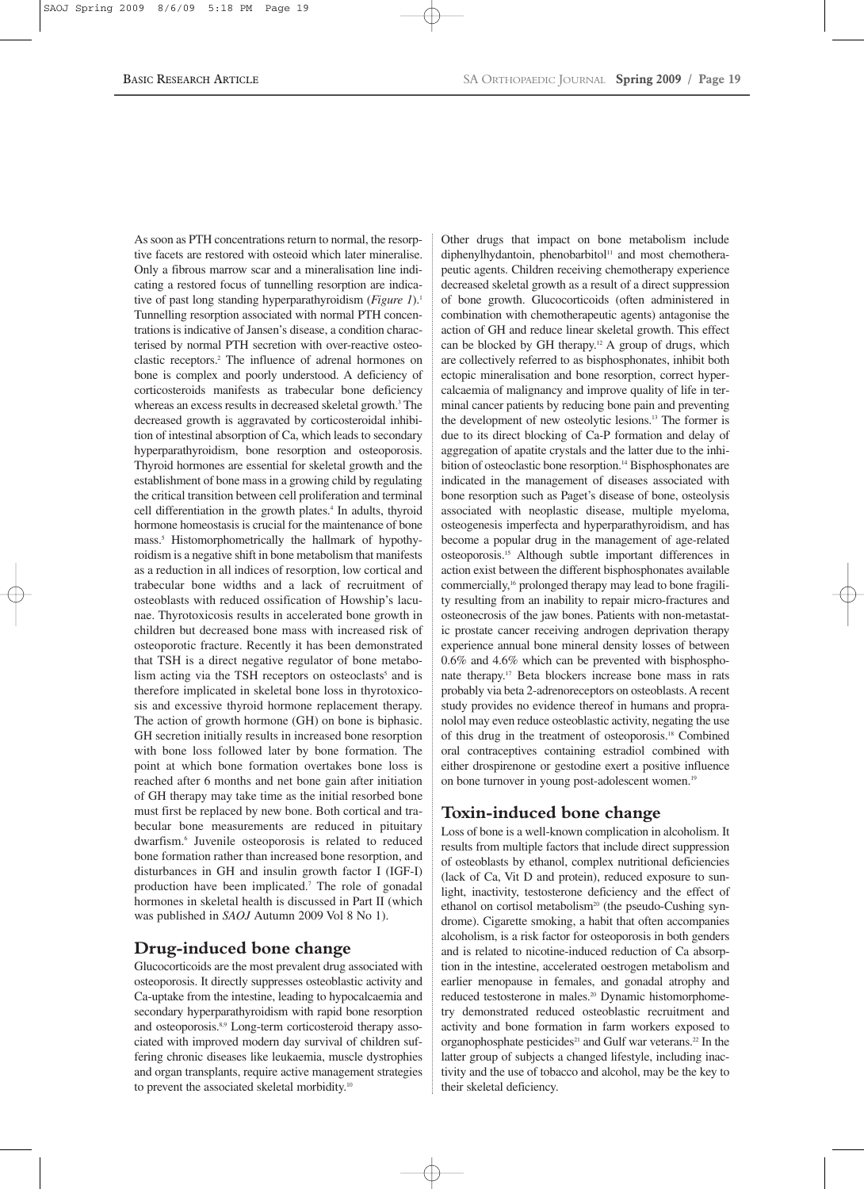As soon as PTH concentrations return to normal, the resorptive facets are restored with osteoid which later mineralise. Only a fibrous marrow scar and a mineralisation line indicating a restored focus of tunnelling resorption are indicative of past long standing hyperparathyroidism (*Figure 1*).[1] Tunnelling resorption associated with normal PTH concentrations is indicative of Jansen's disease, a condition characterised by normal PTH secretion with over-reactive osteoclastic receptors.[2] The influence of adrenal hormones on bone is complex and poorly understood. A deficiency of corticosteroids manifests as trabecular bone deficiency whereas an excess results in decreased skeletal growth.[3] The decreased growth is aggravated by corticosteroidal inhibition of intestinal absorption of Ca, which leads to secondary hyperparathyroidism, bone resorption and osteoporosis. Thyroid hormones are essential for skeletal growth and the establishment of bone mass in a growing child by regulating the critical transition between cell proliferation and terminal cell differentiation in the growth plates.[4] In adults, thyroid hormone homeostasis is crucial for the maintenance of bone mass.[5] Histomorphometrically the hallmark of hypothyroidism is a negative shift in bone metabolism that manifests as a reduction in all indices of resorption, low cortical and trabecular bone widths and a lack of recruitment of osteoblasts with reduced ossification of Howship's lacunae. Thyrotoxicosis results in accelerated bone growth in children but decreased bone mass with increased risk of osteoporotic fracture. Recently it has been demonstrated that TSH is a direct negative regulator of bone metabolism acting via the TSH receptors on osteoclasts[5] and is therefore implicated in skeletal bone loss in thyrotoxicosis and excessive thyroid hormone replacement therapy. The action of growth hormone (GH) on bone is biphasic. GH secretion initially results in increased bone resorption with bone loss followed later by bone formation. The point at which bone formation overtakes bone loss is reached after 6 months and net bone gain after initiation of GH therapy may take time as the initial resorbed bone must first be replaced by new bone. Both cortical and trabecular bone measurements are reduced in pituitary dwarfism.[6] Juvenile osteoporosis is related to reduced bone formation rather than increased bone resorption, and disturbances in GH and insulin growth factor I (IGF-I) production have been implicated.[7] The role of gonadal hormones in skeletal health is discussed in Part II (which was published in *SAOJ* Autumn 2009 Vol 8 No 1).

## Drug-induced bone change

Glucocorticoids are the most prevalent drug associated with osteoporosis. It directly suppresses osteoblastic activity and Ca-uptake from the intestine, leading to hypocalcaemia and secondary hyperparathyroidism with rapid bone resorption and osteoporosis.[8,9] Long-term corticosteroid therapy associated with improved modern day survival of children suffering chronic diseases like leukaemia, muscle dystrophies and organ transplants, require active management strategies to prevent the associated skeletal morbidity.[10]

Other drugs that impact on bone metabolism include diphenylhydantoin, phenobarbitol[11] and most chemotherapeutic agents. Children receiving chemotherapy experience decreased skeletal growth as a result of a direct suppression of bone growth. Glucocorticoids (often administered in combination with chemotherapeutic agents) antagonise the action of GH and reduce linear skeletal growth. This effect can be blocked by GH therapy.[12] A group of drugs, which are collectively referred to as bisphosphonates, inhibit both ectopic mineralisation and bone resorption, correct hypercalcaemia of malignancy and improve quality of life in terminal cancer patients by reducing bone pain and preventing the development of new osteolytic lesions.[13] The former is due to its direct blocking of Ca-P formation and delay of aggregation of apatite crystals and the latter due to the inhibition of osteoclastic bone resorption.[14] Bisphosphonates are indicated in the management of diseases associated with bone resorption such as Paget's disease of bone, osteolysis associated with neoplastic disease, multiple myeloma, osteogenesis imperfecta and hyperparathyroidism, and has become a popular drug in the management of age-related osteoporosis.[15] Although subtle important differences in action exist between the different bisphosphonates available commercially,[16] prolonged therapy may lead to bone fragility resulting from an inability to repair micro-fractures and osteonecrosis of the jaw bones. Patients with non-metastatic prostate cancer receiving androgen deprivation therapy experience annual bone mineral density losses of between 0.6% and 4.6% which can be prevented with bisphosphonate therapy.[17] Beta blockers increase bone mass in rats probably via beta 2-adrenoreceptors on osteoblasts. A recent study provides no evidence thereof in humans and propranolol may even reduce osteoblastic activity, negating the use of this drug in the treatment of osteoporosis.[18] Combined oral contraceptives containing estradiol combined with either drospirenone or gestodine exert a positive influence on bone turnover in young post-adolescent women.[19]

## Toxin-induced bone change

Loss of bone is a well-known complication in alcoholism. It results from multiple factors that include direct suppression of osteoblasts by ethanol, complex nutritional deficiencies (lack of Ca, Vit D and protein), reduced exposure to sunlight, inactivity, testosterone deficiency and the effect of ethanol on cortisol metabolism[20] (the pseudo-Cushing syndrome). Cigarette smoking, a habit that often accompanies alcoholism, is a risk factor for osteoporosis in both genders and is related to nicotine-induced reduction of Ca absorption in the intestine, accelerated oestrogen metabolism and earlier menopause in females, and gonadal atrophy and reduced testosterone in males.[20] Dynamic histomorphometry demonstrated reduced osteoblastic recruitment and activity and bone formation in farm workers exposed to organophosphate pesticides[21] and Gulf war veterans.[22] In the latter group of subjects a changed lifestyle, including inactivity and the use of tobacco and alcohol, may be the key to their skeletal deficiency.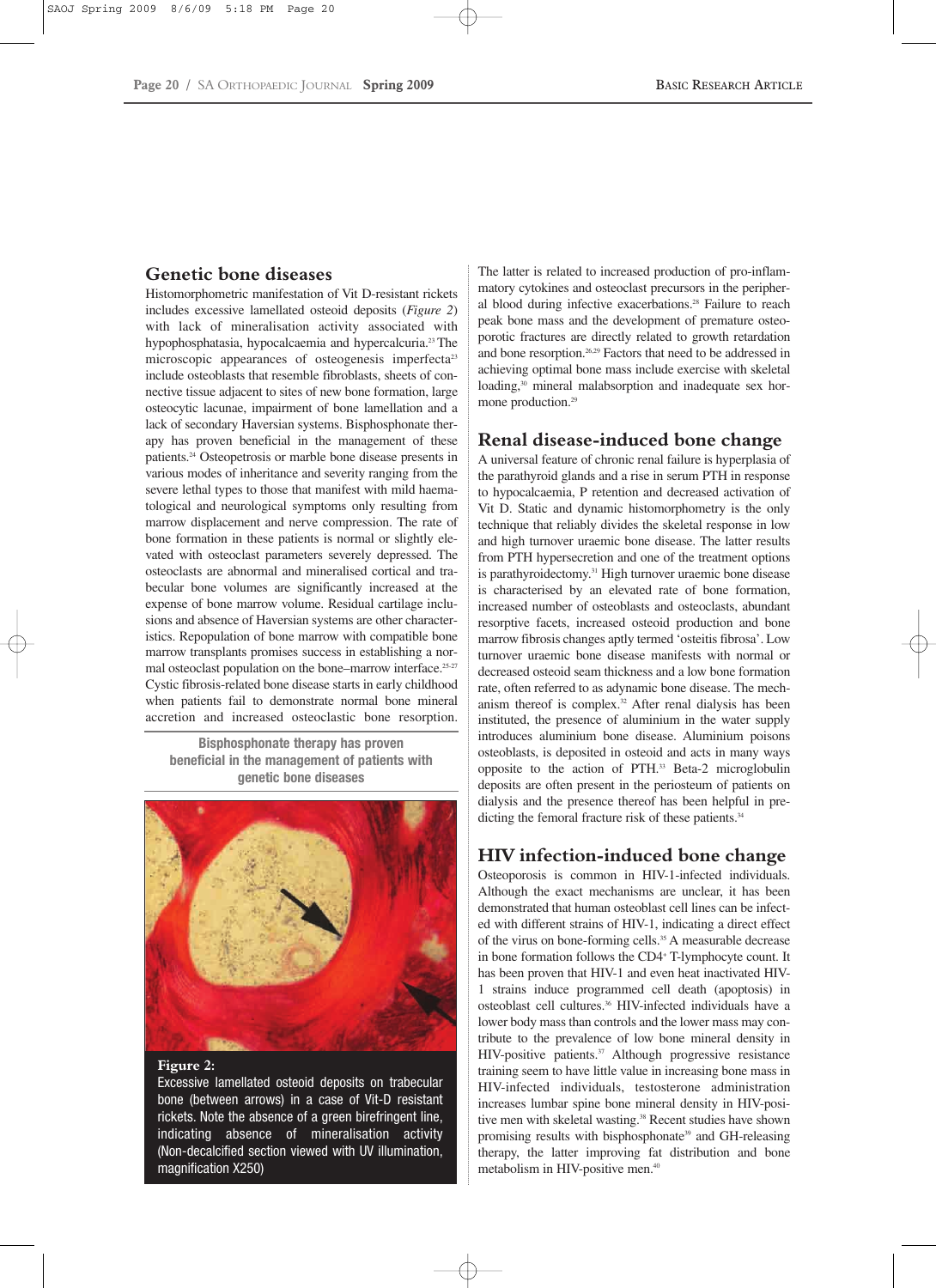## Genetic bone diseases

Histomorphometric manifestation of Vit D-resistant rickets includes excessive lamellated osteoid deposits (*Figure 2*) with lack of mineralisation activity associated with hypophosphatasia, hypocalcaemia and hypercalcuria.[23] The microscopic appearances of osteogenesis imperfecta[23] include osteoblasts that resemble fibroblasts, sheets of connective tissue adjacent to sites of new bone formation, large osteocytic lacunae, impairment of bone lamellation and a lack of secondary Haversian systems. Bisphosphonate therapy has proven beneficial in the management of these patients.[24] Osteopetrosis or marble bone disease presents in various modes of inheritance and severity ranging from the severe lethal types to those that manifest with mild haematological and neurological symptoms only resulting from marrow displacement and nerve compression. The rate of bone formation in these patients is normal or slightly elevated with osteoclast parameters severely depressed. The osteoclasts are abnormal and mineralised cortical and trabecular bone volumes are significantly increased at the expense of bone marrow volume. Residual cartilage inclusions and absence of Haversian systems are other characteristics. Repopulation of bone marrow with compatible bone marrow transplants promises success in establishing a normal osteoclast population on the bone–marrow interface.[25-27] Cystic fibrosis-related bone disease starts in early childhood when patients fail to demonstrate normal bone mineral accretion and increased osteoclastic bone resorption.

**Bisphosphonate therapy has proven beneficial in the management of patients with genetic bone diseases**

**Figure 2:**
Excessive lamellated osteoid deposits on trabecular bone (between arrows) in a case of Vit-D resistant rickets. Note the absence of a green birefringent line, indicating absence of mineralisation activity (Non-decalcified section viewed with UV illumination, magnification X250)

The latter is related to increased production of pro-inflammatory cytokines and osteoclast precursors in the peripheral blood during infective exacerbations.[28] Failure to reach peak bone mass and the development of premature osteoporotic fractures are directly related to growth retardation and bone resorption.[26,29] Factors that need to be addressed in achieving optimal bone mass include exercise with skeletal loading,[30] mineral malabsorption and inadequate sex hormone production.[29]

## Renal disease-induced bone change

A universal feature of chronic renal failure is hyperplasia of the parathyroid glands and a rise in serum PTH in response to hypocalcaemia, P retention and decreased activation of Vit D. Static and dynamic histomorphometry is the only technique that reliably divides the skeletal response in low and high turnover uraemic bone disease. The latter results from PTH hypersecretion and one of the treatment options is parathyroidectomy.[31] High turnover uraemic bone disease is characterised by an elevated rate of bone formation, increased number of osteoblasts and osteoclasts, abundant resorptive facets, increased osteoid production and bone marrow fibrosis changes aptly termed 'osteitis fibrosa'. Low turnover uraemic bone disease manifests with normal or decreased osteoid seam thickness and a low bone formation rate, often referred to as adynamic bone disease. The mechanism thereof is complex.[32] After renal dialysis has been instituted, the presence of aluminium in the water supply introduces aluminium bone disease. Aluminium poisons osteoblasts, is deposited in osteoid and acts in many ways opposite to the action of PTH.[33] Beta-2 microglobulin deposits are often present in the periosteum of patients on dialysis and the presence thereof has been helpful in predicting the femoral fracture risk of these patients.[34]

## HIV infection-induced bone change

Osteoporosis is common in HIV-1-infected individuals. Although the exact mechanisms are unclear, it has been demonstrated that human osteoblast cell lines can be infected with different strains of HIV-1, indicating a direct effect of the virus on bone-forming cells.[35] A measurable decrease in bone formation follows the CD4+ T-lymphocyte count. It has been proven that HIV-1 and even heat inactivated HIV-1 strains induce programmed cell death (apoptosis) in osteoblast cell cultures.[36] HIV-infected individuals have a lower body mass than controls and the lower mass may contribute to the prevalence of low bone mineral density in HIV-positive patients.[37] Although progressive resistance training seem to have little value in increasing bone mass in HIV-infected individuals, testosterone administration increases lumbar spine bone mineral density in HIV-positive men with skeletal wasting.[38] Recent studies have shown promising results with bisphosphonate[39] and GH-releasing therapy, the latter improving fat distribution and bone metabolism in HIV-positive men.[40]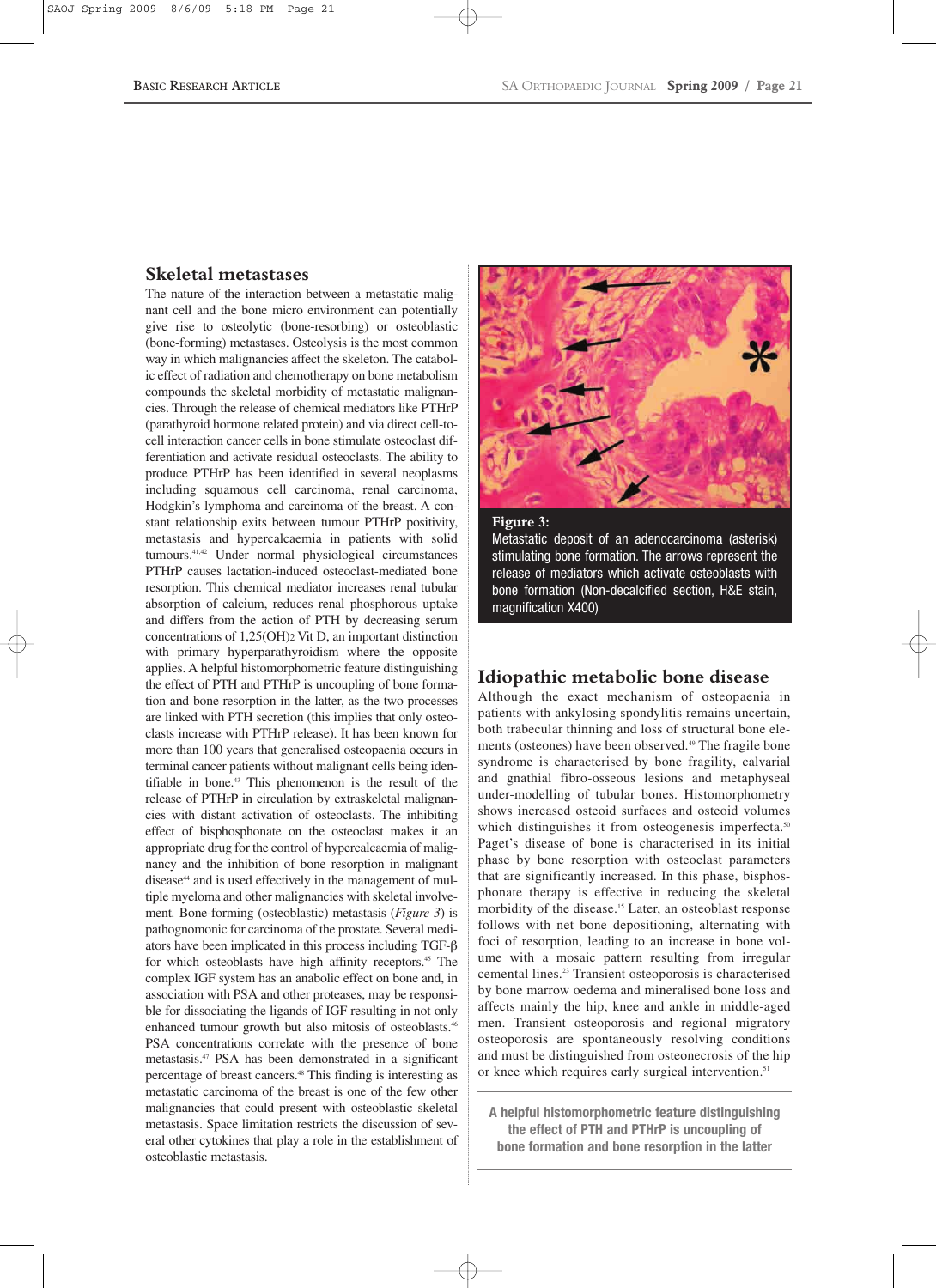## Skeletal metastases

The nature of the interaction between a metastatic malignant cell and the bone micro environment can potentially give rise to osteolytic (bone-resorbing) or osteoblastic (bone-forming) metastases. Osteolysis is the most common way in which malignancies affect the skeleton. The catabolic effect of radiation and chemotherapy on bone metabolism compounds the skeletal morbidity of metastatic malignancies. Through the release of chemical mediators like PTHrP (parathyroid hormone related protein) and via direct cell-to-cell interaction cancer cells in bone stimulate osteoclast differentiation and activate residual osteoclasts. The ability to produce PTHrP has been identified in several neoplasms including squamous cell carcinoma, renal carcinoma, Hodgkin's lymphoma and carcinoma of the breast. A constant relationship exits between tumour PTHrP positivity, metastasis and hypercalcaemia in patients with solid tumours.[41,42] Under normal physiological circumstances PTHrP causes lactation-induced osteoclast-mediated bone resorption. This chemical mediator increases renal tubular absorption of calcium, reduces renal phosphorous uptake and differs from the action of PTH by decreasing serum concentrations of $1,25(OH)_2$ Vit D, an important distinction with primary hyperparathyroidism where the opposite applies. A helpful histomorphometric feature distinguishing the effect of PTH and PTHrP is uncoupling of bone formation and bone resorption in the latter, as the two processes are linked with PTH secretion (this implies that only osteoclasts increase with PTHrP release). It has been known for more than 100 years that generalised osteopaenia occurs in terminal cancer patients without malignant cells being identifiable in bone.[43] This phenomenon is the result of the release of PTHrP in circulation by extraskeletal malignancies with distant activation of osteoclasts. The inhibiting effect of bisphosphonate on the osteoclast makes it an appropriate drug for the control of hypercalcaemia of malignancy and the inhibition of bone resorption in malignant disease[44] and is used effectively in the management of multiple myeloma and other malignancies with skeletal involvement. Bone-forming (osteoblastic) metastasis (*Figure 3*) is pathognomonic for carcinoma of the prostate. Several mediators have been implicated in this process including TGF-β for which osteoblasts have high affinity receptors.[45] The complex IGF system has an anabolic effect on bone and, in association with PSA and other proteases, may be responsible for dissociating the ligands of IGF resulting in not only enhanced tumour growth but also mitosis of osteoblasts.[46] PSA concentrations correlate with the presence of bone metastasis.[47] PSA has been demonstrated in a significant percentage of breast cancers.[48] This finding is interesting as metastatic carcinoma of the breast is one of the few other malignancies that could present with osteoblastic skeletal metastasis. Space limitation restricts the discussion of several other cytokines that play a role in the establishment of osteoblastic metastasis.

**Figure 3:**
Metastatic deposit of an adenocarcinoma (asterisk) stimulating bone formation. The arrows represent the release of mediators which activate osteoblasts with bone formation (Non-decalcified section, H&E stain, magnification X400)

## Idiopathic metabolic bone disease

Although the exact mechanism of osteopaenia in patients with ankylosing spondylitis remains uncertain, both trabecular thinning and loss of structural bone elements (osteones) have been observed.[49] The fragile bone syndrome is characterised by bone fragility, calvarial and gnathial fibro-osseous lesions and metaphyseal under-modelling of tubular bones. Histomorphometry shows increased osteoid surfaces and osteoid volumes which distinguishes it from osteogenesis imperfecta.[50] Paget's disease of bone is characterised in its initial phase by bone resorption with osteoclast parameters that are significantly increased. In this phase, bisphosphonate therapy is effective in reducing the skeletal morbidity of the disease.[15] Later, an osteoblast response follows with net bone depositioning, alternating with foci of resorption, leading to an increase in bone volume with a mosaic pattern resulting from irregular cemental lines.[23] Transient osteoporosis is characterised by bone marrow oedema and mineralised bone loss and affects mainly the hip, knee and ankle in middle-aged men. Transient osteoporosis and regional migratory osteoporosis are spontaneously resolving conditions and must be distinguished from osteonecrosis of the hip or knee which requires early surgical intervention.[51]

**A helpful histomorphometric feature distinguishing the effect of PTH and PTHrP is uncoupling of bone formation and bone resorption in the latter**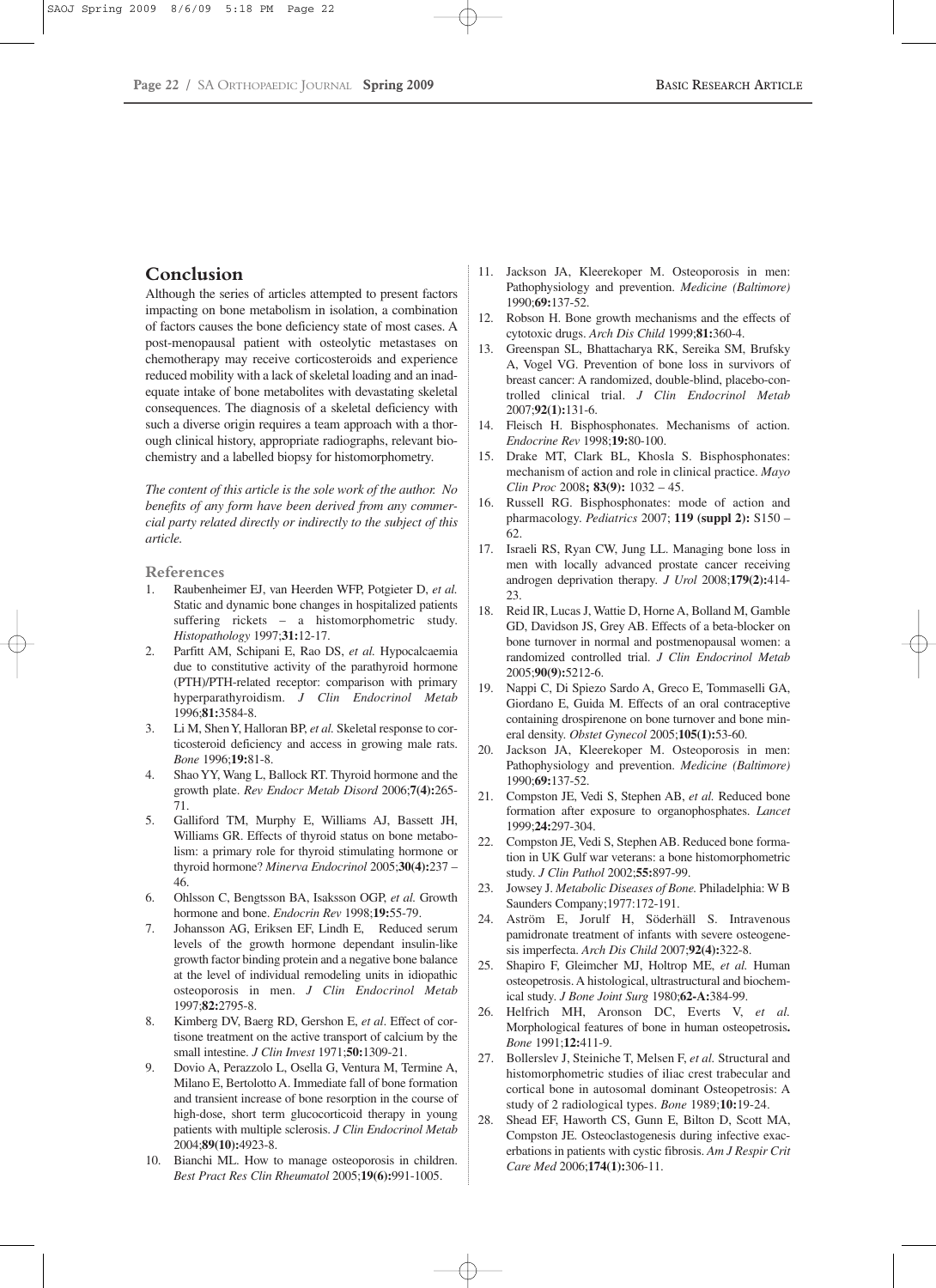## Conclusion

Although the series of articles attempted to present factors impacting on bone metabolism in isolation, a combination of factors causes the bone deficiency state of most cases. A post-menopausal patient with osteolytic metastases on chemotherapy may receive corticosteroids and experience reduced mobility with a lack of skeletal loading and an inadequate intake of bone metabolites with devastating skeletal consequences. The diagnosis of a skeletal deficiency with such a diverse origin requires a team approach with a thorough clinical history, appropriate radiographs, relevant biochemistry and a labelled biopsy for histomorphometry.

*The content of this article is the sole work of the author. No benefits of any form have been derived from any commercial party related directly or indirectly to the subject of this article.*

### References

1. Raubenheimer EJ, van Heerden WFP, Potgieter D, *et al.* Static and dynamic bone changes in hospitalized patients suffering rickets – a histomorphometric study. *Histopathology* 1997;**31:**12-17.
2. Parfitt AM, Schipani E, Rao DS, *et al.* Hypocalcaemia due to constitutive activity of the parathyroid hormone (PTH)/PTH-related receptor: comparison with primary hyperparathyroidism. *J Clin Endocrinol Metab* 1996;**81:**3584-8.
3. Li M, Shen Y, Halloran BP, *et al.* Skeletal response to corticosteroid deficiency and access in growing male rats. *Bone* 1996;**19:**81-8.
4. Shao YY, Wang L, Ballock RT. Thyroid hormone and the growth plate. *Rev Endocr Metab Disord* 2006;**7(4):**265-71.
5. Galliford TM, Murphy E, Williams AJ, Bassett JH, Williams GR. Effects of thyroid status on bone metabolism: a primary role for thyroid stimulating hormone or thyroid hormone? *Minerva Endocrinol* 2005;**30(4):**237 – 46.
6. Ohlsson C, Bengtsson BA, Isaksson OGP, *et al.* Growth hormone and bone. *Endocrin Rev* 1998;**19:**55-79.
7. Johansson AG, Eriksen EF, Lindh E, Reduced serum levels of the growth hormone dependant insulin-like growth factor binding protein and a negative bone balance at the level of individual remodeling units in idiopathic osteoporosis in men. *J Clin Endocrinol Metab* 1997;**82:**2795-8.
8. Kimberg DV, Baerg RD, Gershon E, *et al*. Effect of cortisone treatment on the active transport of calcium by the small intestine. *J Clin Invest* 1971;**50:**1309-21.
9. Dovio A, Perazzolo L, Osella G, Ventura M, Termine A, Milano E, Bertolotto A. Immediate fall of bone formation and transient increase of bone resorption in the course of high-dose, short term glucocorticoid therapy in young patients with multiple sclerosis. *J Clin Endocrinol Metab* 2004;**89(10):**4923-8.
10. Bianchi ML. How to manage osteoporosis in children. *Best Pract Res Clin Rheumatol* 2005;**19(6):**991-1005.
11. Jackson JA, Kleerekoper M. Osteoporosis in men: Pathophysiology and prevention. *Medicine (Baltimore)* 1990;**69:**137-52.
12. Robson H. Bone growth mechanisms and the effects of cytotoxic drugs. *Arch Dis Child* 1999;**81:**360-4.
13. Greenspan SL, Bhattacharya RK, Sereika SM, Brufsky A, Vogel VG. Prevention of bone loss in survivors of breast cancer: A randomized, double-blind, placebo-controlled clinical trial. *J Clin Endocrinol Metab* 2007;**92(1):**131-6.
14. Fleisch H. Bisphosphonates. Mechanisms of action. *Endocrine Rev* 1998;**19:**80-100.
15. Drake MT, Clark BL, Khosla S. Bisphosphonates: mechanism of action and role in clinical practice. *Mayo Clin Proc* 2008**; 83(9):** 1032 – 45.
16. Russell RG. Bisphosphonates: mode of action and pharmacology. *Pediatrics* 2007; **119 (suppl 2):** S150 – 62.
17. Israeli RS, Ryan CW, Jung LL. Managing bone loss in men with locally advanced prostate cancer receiving androgen deprivation therapy. *J Urol* 2008;**179(2):**414-23.
18. Reid IR, Lucas J, Wattie D, Horne A, Bolland M, Gamble GD, Davidson JS, Grey AB. Effects of a beta-blocker on bone turnover in normal and postmenopausal women: a randomized controlled trial. *J Clin Endocrinol Metab* 2005;**90(9):**5212-6.
19. Nappi C, Di Spiezo Sardo A, Greco E, Tommaselli GA, Giordano E, Guida M. Effects of an oral contraceptive containing drospirenone on bone turnover and bone mineral density. *Obstet Gynecol* 2005;**105(1):**53-60.
20. Jackson JA, Kleerekoper M. Osteoporosis in men: Pathophysiology and prevention. *Medicine (Baltimore)* 1990;**69:**137-52.
21. Compston JE, Vedi S, Stephen AB, *et al.* Reduced bone formation after exposure to organophosphates. *Lancet* 1999;**24:**297-304.
22. Compston JE, Vedi S, Stephen AB. Reduced bone formation in UK Gulf war veterans: a bone histomorphometric study. *J Clin Pathol* 2002;**55:**897-99.
23. Jowsey J. *Metabolic Diseases of Bone.* Philadelphia: W B Saunders Company;1977:172-191.
24. Aström E, Jorulf H, Söderhäll S. Intravenous pamidronate treatment of infants with severe osteogenesis imperfecta. *Arch Dis Child* 2007;**92(4):**322-8.
25. Shapiro F, Gleimcher MJ, Holtrop ME, *et al.* Human osteopetrosis. A histological, ultrastructural and biochemical study. *J Bone Joint Surg* 1980;**62-A:**384-99.
26. Helfrich MH, Aronson DC, Everts V, *et al.* Morphological features of bone in human osteopetrosis**.** *Bone* 1991;**12:**411-9.
27. Bollerslev J, Steiniche T, Melsen F, *et al.* Structural and histomorphometric studies of iliac crest trabecular and cortical bone in autosomal dominant Osteopetrosis: A study of 2 radiological types. *Bone* 1989;**10:**19-24.
28. Shead EF, Haworth CS, Gunn E, Bilton D, Scott MA, Compston JE. Osteoclastogenesis during infective exacerbations in patients with cystic fibrosis. *Am J Respir Crit Care Med* 2006;**174(1):**306-11.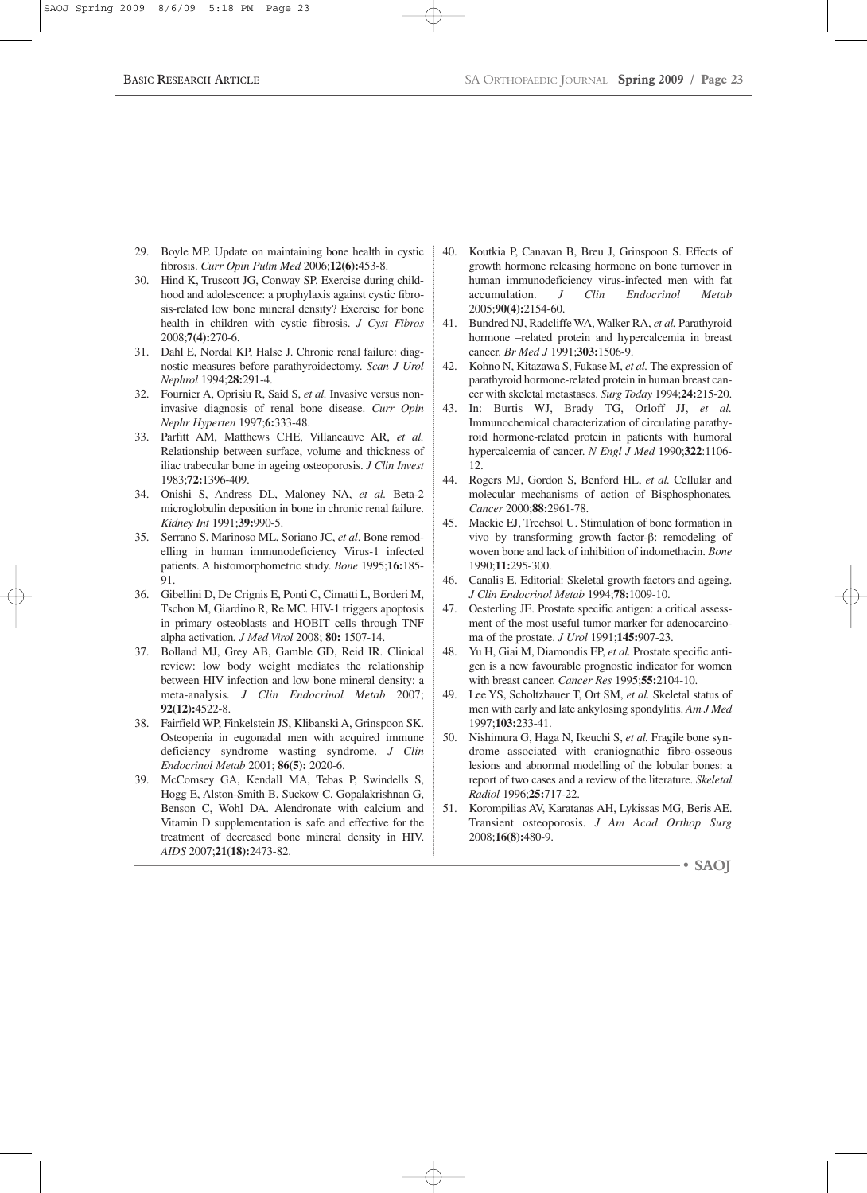29. Boyle MP. Update on maintaining bone health in cystic fibrosis. *Curr Opin Pulm Med* 2006;**12(6):**453-8.
30. Hind K, Truscott JG, Conway SP. Exercise during childhood and adolescence: a prophylaxis against cystic fibrosis-related low bone mineral density? Exercise for bone health in children with cystic fibrosis. *J Cyst Fibros* 2008;**7(4):**270-6.
31. Dahl E, Nordal KP, Halse J. Chronic renal failure: diagnostic measures before parathyroidectomy. *Scan J Urol Nephrol* 1994;**28:**291-4.
32. Fournier A, Oprisiu R, Said S, *et al.* Invasive versus non-invasive diagnosis of renal bone disease. *Curr Opin Nephr Hyperten* 1997;**6:**333-48.
33. Parfitt AM, Matthews CHE, Villaneauve AR, *et al.* Relationship between surface, volume and thickness of iliac trabecular bone in ageing osteoporosis. *J Clin Invest* 1983;**72:**1396-409.
34. Onishi S, Andress DL, Maloney NA, *et al.* Beta-2 microglobulin deposition in bone in chronic renal failure. *Kidney Int* 1991;**39:**990-5.
35. Serrano S, Marinoso ML, Soriano JC, *et al*. Bone remodelling in human immunodeficiency Virus-1 infected patients. A histomorphometric study. *Bone* 1995;**16:**185-91.
36. Gibellini D, De Crignis E, Ponti C, Cimatti L, Borderi M, Tschon M, Giardino R, Re MC. HIV-1 triggers apoptosis in primary osteoblasts and HOBIT cells through TNF alpha activation. *J Med Virol* 2008; **80:** 1507-14.
37. Bolland MJ, Grey AB, Gamble GD, Reid IR. Clinical review: low body weight mediates the relationship between HIV infection and low bone mineral density: a meta-analysis. *J Clin Endocrinol Metab* 2007; **92(12):**4522-8.
38. Fairfield WP, Finkelstein JS, Klibanski A, Grinspoon SK. Osteopenia in eugonadal men with acquired immune deficiency syndrome wasting syndrome. *J Clin Endocrinol Metab* 2001; **86(5):** 2020-6.
39. McComsey GA, Kendall MA, Tebas P, Swindells S, Hogg E, Alston-Smith B, Suckow C, Gopalakrishnan G, Benson C, Wohl DA. Alendronate with calcium and Vitamin D supplementation is safe and effective for the treatment of decreased bone mineral density in HIV. *AIDS* 2007;**21(18):**2473-82.
40. Koutkia P, Canavan B, Breu J, Grinspoon S. Effects of growth hormone releasing hormone on bone turnover in human immunodeficiency virus-infected men with fat accumulation. *J Clin Endocrinol Metab* 2005;**90(4):**2154-60.
41. Bundred NJ, Radcliffe WA, Walker RA, *et al.* Parathyroid hormone –related protein and hypercalcemia in breast cancer. *Br Med J* 1991;**303:**1506-9.
42. Kohno N, Kitazawa S, Fukase M, *et al.* The expression of parathyroid hormone-related protein in human breast cancer with skeletal metastases. *Surg Today* 1994;**24:**215-20.
43. In: Burtis WJ, Brady TG, Orloff JJ, *et al.* Immunochemical characterization of circulating parathyroid hormone-related protein in patients with humoral hypercalcemia of cancer. *N Engl J Med* 1990;**322**:1106-12.
44. Rogers MJ, Gordon S, Benford HL, *et al.* Cellular and molecular mechanisms of action of Bisphosphonates. *Cancer* 2000;**88:**2961-78.
45. Mackie EJ, Trechsol U. Stimulation of bone formation in vivo by transforming growth factor-β: remodeling of woven bone and lack of inhibition of indomethacin. *Bone* 1990;**11:**295-300.
46. Canalis E. Editorial: Skeletal growth factors and ageing. *J Clin Endocrinol Metab* 1994;**78:**1009-10.
47. Oesterling JE. Prostate specific antigen: a critical assessment of the most useful tumor marker for adenocarcinoma of the prostate. *J Urol* 1991;**145:**907-23.
48. Yu H, Giai M, Diamondis EP, *et al.* Prostate specific antigen is a new favourable prognostic indicator for women with breast cancer. *Cancer Res* 1995;**55:**2104-10.
49. Lee YS, Scholtzhauer T, Ort SM, *et al.* Skeletal status of men with early and late ankylosing spondylitis. *Am J Med* 1997;**103:**233-41.
50. Nishimura G, Haga N, Ikeuchi S, *et al.* Fragile bone syndrome associated with craniognathic fibro-osseous lesions and abnormal modelling of the lobular bones: a report of two cases and a review of the literature. *Skeletal Radiol* 1996;**25:**717-22.
51. Korompilias AV, Karatanas AH, Lykissas MG, Beris AE. Transient osteoporosis. *J Am Acad Orthop Surg* 2008;**16(8):**480-9.